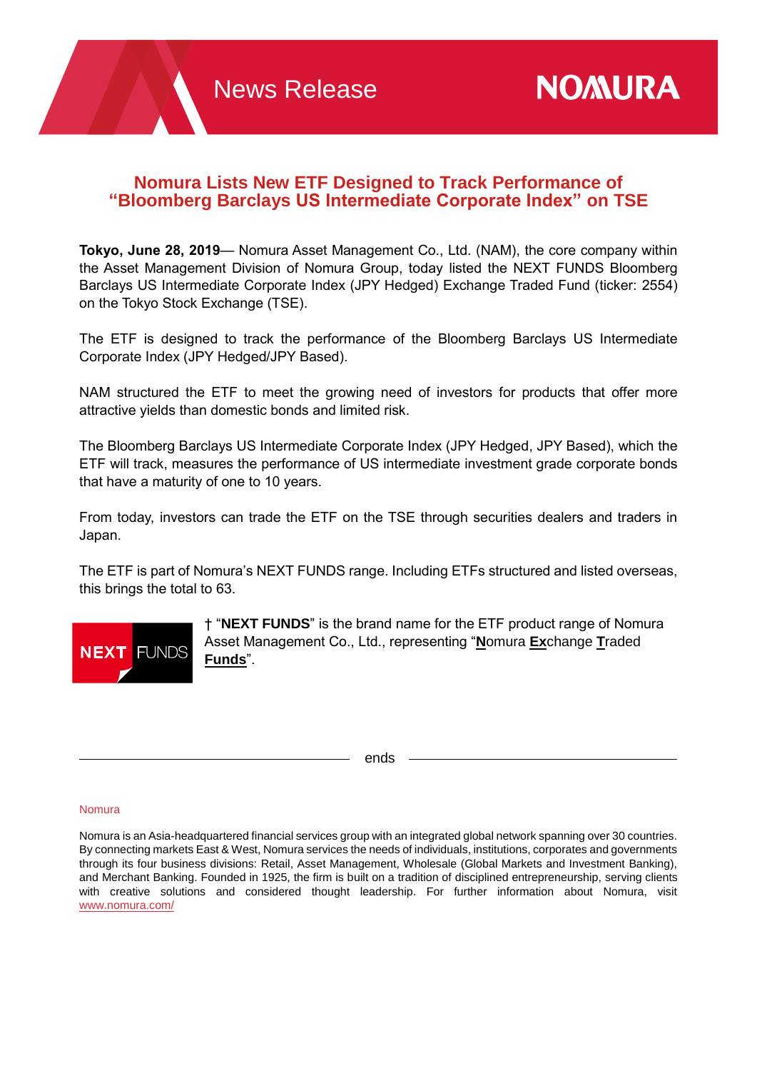News Release

NOMURA

# Nomura Lists New ETF Designed to Track Performance of "Bloomberg Barclays US Intermediate Corporate Index" on TSE

**Tokyo, June 28, 2019**— Nomura Asset Management Co., Ltd. (NAM), the core company within the Asset Management Division of Nomura Group, today listed the NEXT FUNDS Bloomberg Barclays US Intermediate Corporate Index (JPY Hedged) Exchange Traded Fund (ticker: 2554) on the Tokyo Stock Exchange (TSE).

The ETF is designed to track the performance of the Bloomberg Barclays US Intermediate Corporate Index (JPY Hedged/JPY Based).

NAM structured the ETF to meet the growing need of investors for products that offer more attractive yields than domestic bonds and limited risk.

The Bloomberg Barclays US Intermediate Corporate Index (JPY Hedged, JPY Based), which the ETF will track, measures the performance of US intermediate investment grade corporate bonds that have a maturity of one to 10 years.

From today, investors can trade the ETF on the TSE through securities dealers and traders in Japan.

The ETF is part of Nomura's NEXT FUNDS range. Including ETFs structured and listed overseas, this brings the total to 63.

NEXT FUNDS

† "**NEXT FUNDS**" is the brand name for the ETF product range of Nomura Asset Management Co., Ltd., representing "**N**omura **Ex**change **T**raded **Funds**".

ends

Nomura

Nomura is an Asia-headquartered financial services group with an integrated global network spanning over 30 countries. By connecting markets East & West, Nomura services the needs of individuals, institutions, corporates and governments through its four business divisions: Retail, Asset Management, Wholesale (Global Markets and Investment Banking), and Merchant Banking. Founded in 1925, the firm is built on a tradition of disciplined entrepreneurship, serving clients with creative solutions and considered thought leadership. For further information about Nomura, visit www.nomura.com/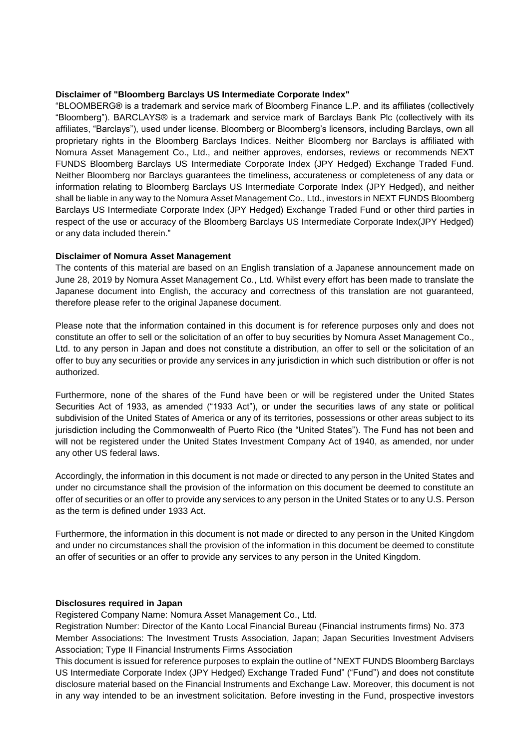**Disclaimer of "Bloomberg Barclays US Intermediate Corporate Index"**

"BLOOMBERG® is a trademark and service mark of Bloomberg Finance L.P. and its affiliates (collectively "Bloomberg"). BARCLAYS® is a trademark and service mark of Barclays Bank Plc (collectively with its affiliates, "Barclays"), used under license. Bloomberg or Bloomberg's licensors, including Barclays, own all proprietary rights in the Bloomberg Barclays Indices. Neither Bloomberg nor Barclays is affiliated with Nomura Asset Management Co., Ltd., and neither approves, endorses, reviews or recommends NEXT FUNDS Bloomberg Barclays US Intermediate Corporate Index (JPY Hedged) Exchange Traded Fund. Neither Bloomberg nor Barclays guarantees the timeliness, accurateness or completeness of any data or information relating to Bloomberg Barclays US Intermediate Corporate Index (JPY Hedged), and neither shall be liable in any way to the Nomura Asset Management Co., Ltd., investors in NEXT FUNDS Bloomberg Barclays US Intermediate Corporate Index (JPY Hedged) Exchange Traded Fund or other third parties in respect of the use or accuracy of the Bloomberg Barclays US Intermediate Corporate Index(JPY Hedged) or any data included therein."

**Disclaimer of Nomura Asset Management**

The contents of this material are based on an English translation of a Japanese announcement made on June 28, 2019 by Nomura Asset Management Co., Ltd. Whilst every effort has been made to translate the Japanese document into English, the accuracy and correctness of this translation are not guaranteed, therefore please refer to the original Japanese document.

Please note that the information contained in this document is for reference purposes only and does not constitute an offer to sell or the solicitation of an offer to buy securities by Nomura Asset Management Co., Ltd. to any person in Japan and does not constitute a distribution, an offer to sell or the solicitation of an offer to buy any securities or provide any services in any jurisdiction in which such distribution or offer is not authorized.

Furthermore, none of the shares of the Fund have been or will be registered under the United States Securities Act of 1933, as amended ("1933 Act"), or under the securities laws of any state or political subdivision of the United States of America or any of its territories, possessions or other areas subject to its jurisdiction including the Commonwealth of Puerto Rico (the "United States"). The Fund has not been and will not be registered under the United States Investment Company Act of 1940, as amended, nor under any other US federal laws.

Accordingly, the information in this document is not made or directed to any person in the United States and under no circumstance shall the provision of the information on this document be deemed to constitute an offer of securities or an offer to provide any services to any person in the United States or to any U.S. Person as the term is defined under 1933 Act.

Furthermore, the information in this document is not made or directed to any person in the United Kingdom and under no circumstances shall the provision of the information in this document be deemed to constitute an offer of securities or an offer to provide any services to any person in the United Kingdom.

**Disclosures required in Japan**

Registered Company Name: Nomura Asset Management Co., Ltd.
Registration Number: Director of the Kanto Local Financial Bureau (Financial instruments firms) No. 373
Member Associations: The Investment Trusts Association, Japan; Japan Securities Investment Advisers Association; Type II Financial Instruments Firms Association
This document is issued for reference purposes to explain the outline of "NEXT FUNDS Bloomberg Barclays US Intermediate Corporate Index (JPY Hedged) Exchange Traded Fund" ("Fund") and does not constitute disclosure material based on the Financial Instruments and Exchange Law. Moreover, this document is not in any way intended to be an investment solicitation. Before investing in the Fund, prospective investors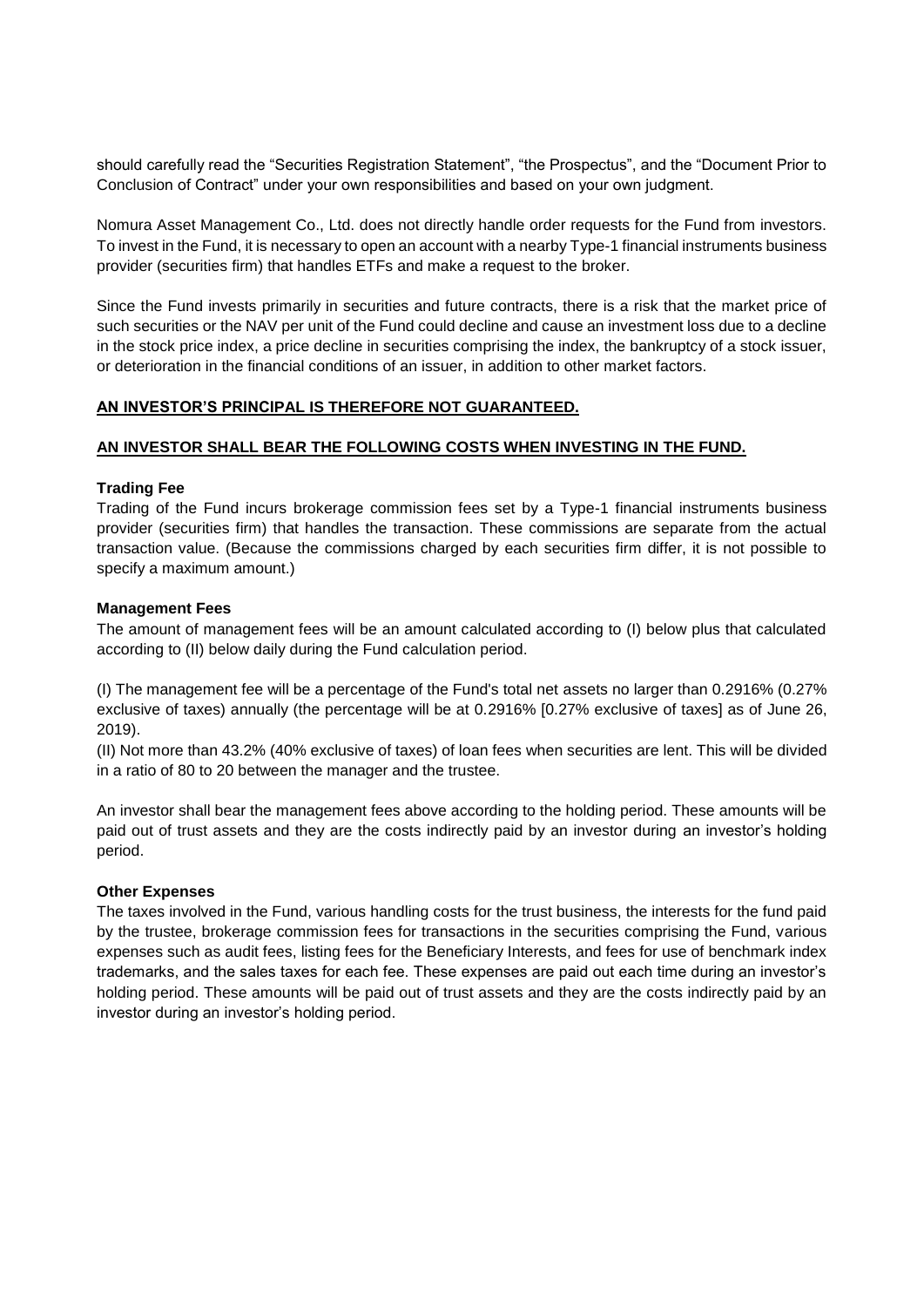should carefully read the “Securities Registration Statement”, “the Prospectus”, and the “Document Prior to Conclusion of Contract” under your own responsibilities and based on your own judgment.

Nomura Asset Management Co., Ltd. does not directly handle order requests for the Fund from investors. To invest in the Fund, it is necessary to open an account with a nearby Type-1 financial instruments business provider (securities firm) that handles ETFs and make a request to the broker.

Since the Fund invests primarily in securities and future contracts, there is a risk that the market price of such securities or the NAV per unit of the Fund could decline and cause an investment loss due to a decline in the stock price index, a price decline in securities comprising the index, the bankruptcy of a stock issuer, or deterioration in the financial conditions of an issuer, in addition to other market factors.

**AN INVESTOR’S PRINCIPAL IS THEREFORE NOT GUARANTEED.**

**AN INVESTOR SHALL BEAR THE FOLLOWING COSTS WHEN INVESTING IN THE FUND.**

**Trading Fee**
Trading of the Fund incurs brokerage commission fees set by a Type-1 financial instruments business provider (securities firm) that handles the transaction. These commissions are separate from the actual transaction value. (Because the commissions charged by each securities firm differ, it is not possible to specify a maximum amount.)

**Management Fees**
The amount of management fees will be an amount calculated according to (I) below plus that calculated according to (II) below daily during the Fund calculation period.

(I) The management fee will be a percentage of the Fund's total net assets no larger than 0.2916% (0.27% exclusive of taxes) annually (the percentage will be at 0.2916% [0.27% exclusive of taxes] as of June 26, 2019).
(II) Not more than 43.2% (40% exclusive of taxes) of loan fees when securities are lent. This will be divided in a ratio of 80 to 20 between the manager and the trustee.

An investor shall bear the management fees above according to the holding period. These amounts will be paid out of trust assets and they are the costs indirectly paid by an investor during an investor’s holding period.

**Other Expenses**
The taxes involved in the Fund, various handling costs for the trust business, the interests for the fund paid by the trustee, brokerage commission fees for transactions in the securities comprising the Fund, various expenses such as audit fees, listing fees for the Beneficiary Interests, and fees for use of benchmark index trademarks, and the sales taxes for each fee. These expenses are paid out each time during an investor’s holding period. These amounts will be paid out of trust assets and they are the costs indirectly paid by an investor during an investor’s holding period.